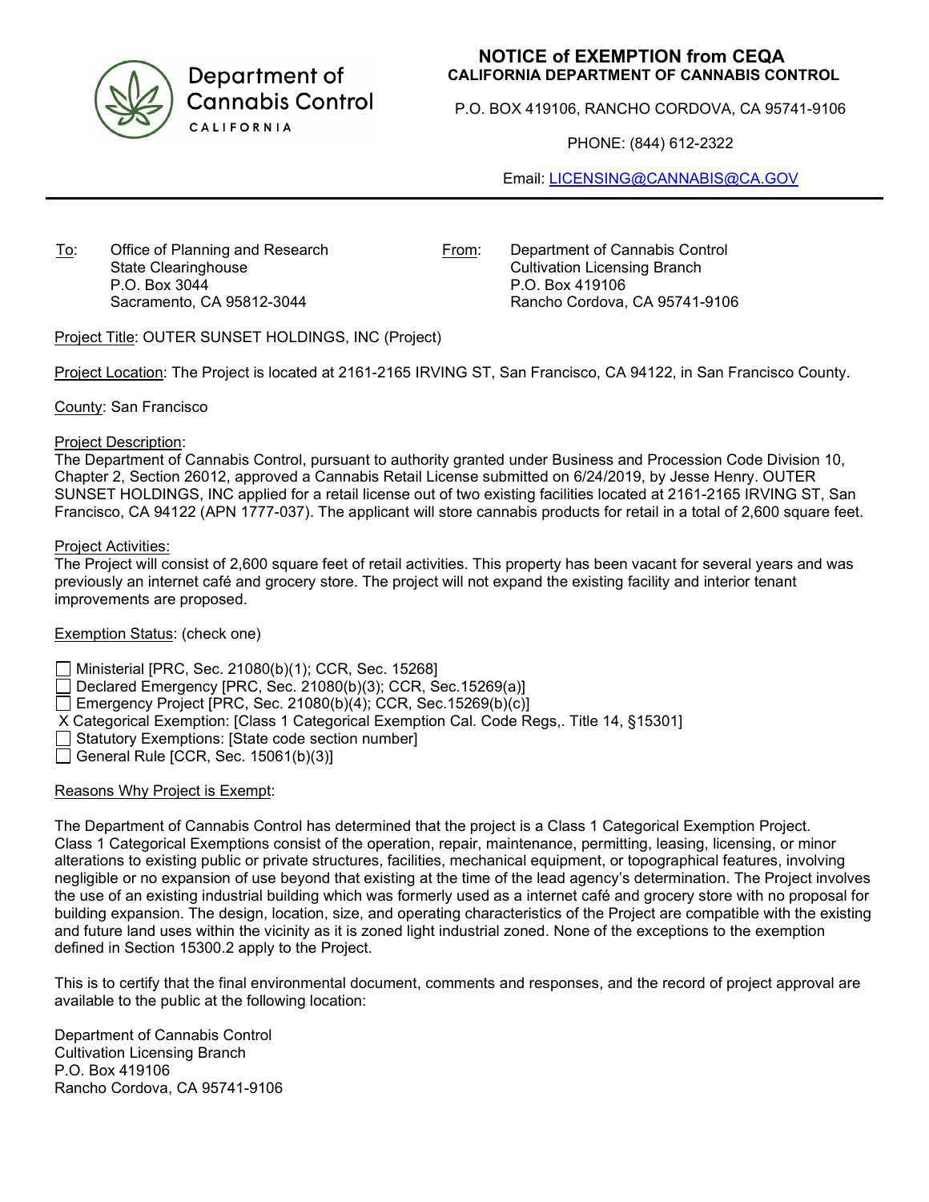Department of Cannabis Control
CALIFORNIA

# NOTICE of EXEMPTION from CEQA

**CALIFORNIA DEPARTMENT OF CANNABIS CONTROL**

P.O. BOX 419106, RANCHO CORDOVA, CA 95741-9106

PHONE: (844) 612-2322

Email: LICENSING@CANNABIS@CA.GOV

---

To: Office of Planning and Research
State Clearinghouse
P.O. Box 3044
Sacramento, CA 95812-3044

From: Department of Cannabis Control
Cultivation Licensing Branch
P.O. Box 419106
Rancho Cordova, CA 95741-9106

Project Title: OUTER SUNSET HOLDINGS, INC (Project)

Project Location: The Project is located at 2161-2165 IRVING ST, San Francisco, CA 94122, in San Francisco County.

County: San Francisco

Project Description:
The Department of Cannabis Control, pursuant to authority granted under Business and Procession Code Division 10, Chapter 2, Section 26012, approved a Cannabis Retail License submitted on 6/24/2019, by Jesse Henry. OUTER SUNSET HOLDINGS, INC applied for a retail license out of two existing facilities located at 2161-2165 IRVING ST, San Francisco, CA 94122 (APN 1777-037). The applicant will store cannabis products for retail in a total of 2,600 square feet.

Project Activities:
The Project will consist of 2,600 square feet of retail activities. This property has been vacant for several years and was previously an internet café and grocery store. The project will not expand the existing facility and interior tenant improvements are proposed.

Exemption Status: (check one)

- ☐ Ministerial [PRC, Sec. 21080(b)(1); CCR, Sec. 15268]
- ☐ Declared Emergency [PRC, Sec. 21080(b)(3); CCR, Sec.15269(a)]
- ☐ Emergency Project [PRC, Sec. 21080(b)(4); CCR, Sec.15269(b)(c)]
- X Categorical Exemption: [Class 1 Categorical Exemption Cal. Code Regs,. Title 14, §15301]
- ☐ Statutory Exemptions: [State code section number]
- ☐ General Rule [CCR, Sec. 15061(b)(3)]

Reasons Why Project is Exempt:

The Department of Cannabis Control has determined that the project is a Class 1 Categorical Exemption Project. Class 1 Categorical Exemptions consist of the operation, repair, maintenance, permitting, leasing, licensing, or minor alterations to existing public or private structures, facilities, mechanical equipment, or topographical features, involving negligible or no expansion of use beyond that existing at the time of the lead agency's determination. The Project involves the use of an existing industrial building which was formerly used as a internet café and grocery store with no proposal for building expansion. The design, location, size, and operating characteristics of the Project are compatible with the existing and future land uses within the vicinity as it is zoned light industrial zoned. None of the exceptions to the exemption defined in Section 15300.2 apply to the Project.

This is to certify that the final environmental document, comments and responses, and the record of project approval are available to the public at the following location:

Department of Cannabis Control
Cultivation Licensing Branch
P.O. Box 419106
Rancho Cordova, CA 95741-9106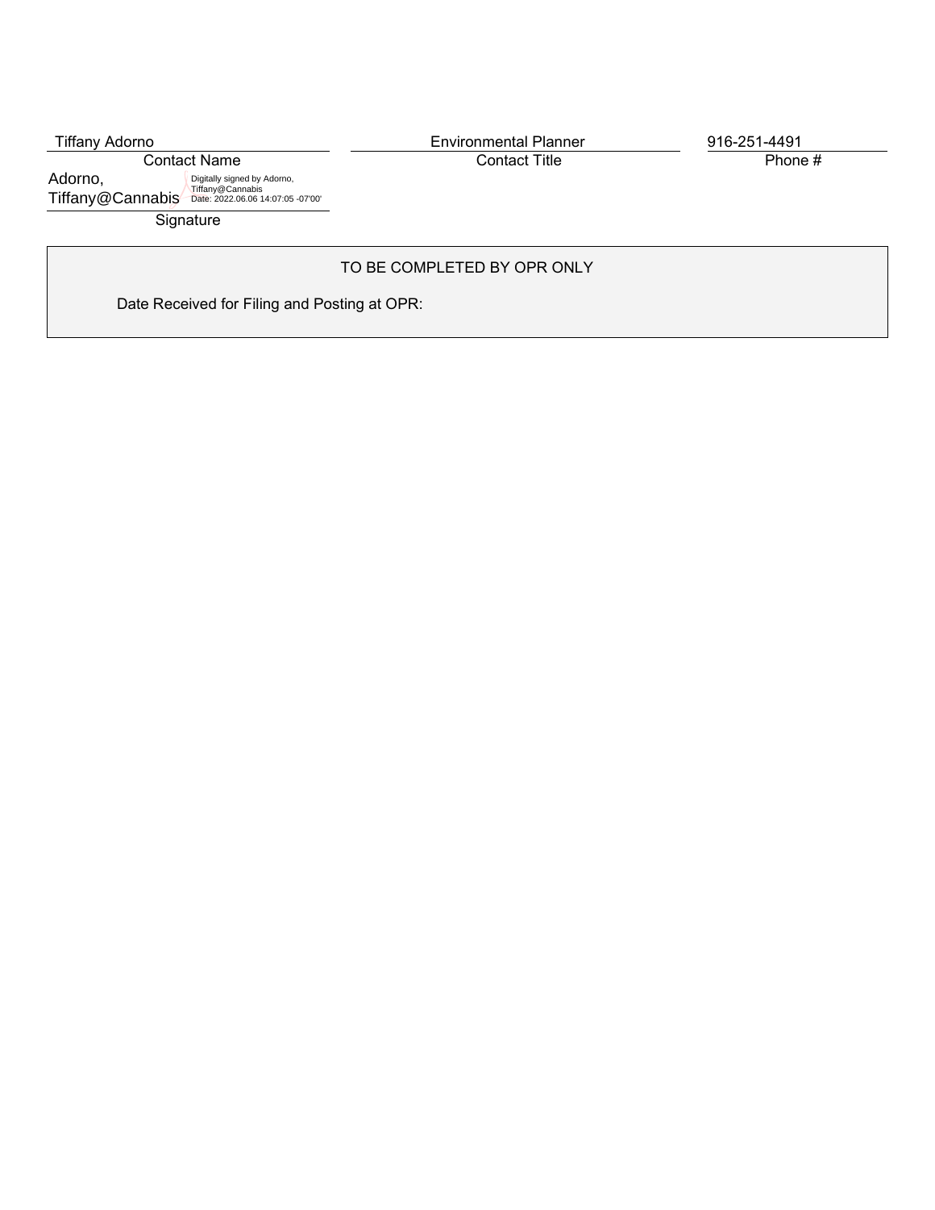| | | |
|---|---|---|
| Tiffany Adorno | Environmental Planner | 916-251-4491 |
| Contact Name | Contact Title | Phone # |

Adorno, Tiffany@Cannabis Digitally signed by Adorno, Tiffany@Cannabis Date: 2022.06.06 14:07:05 -07'00'

Signature

TO BE COMPLETED BY OPR ONLY

Date Received for Filing and Posting at OPR: